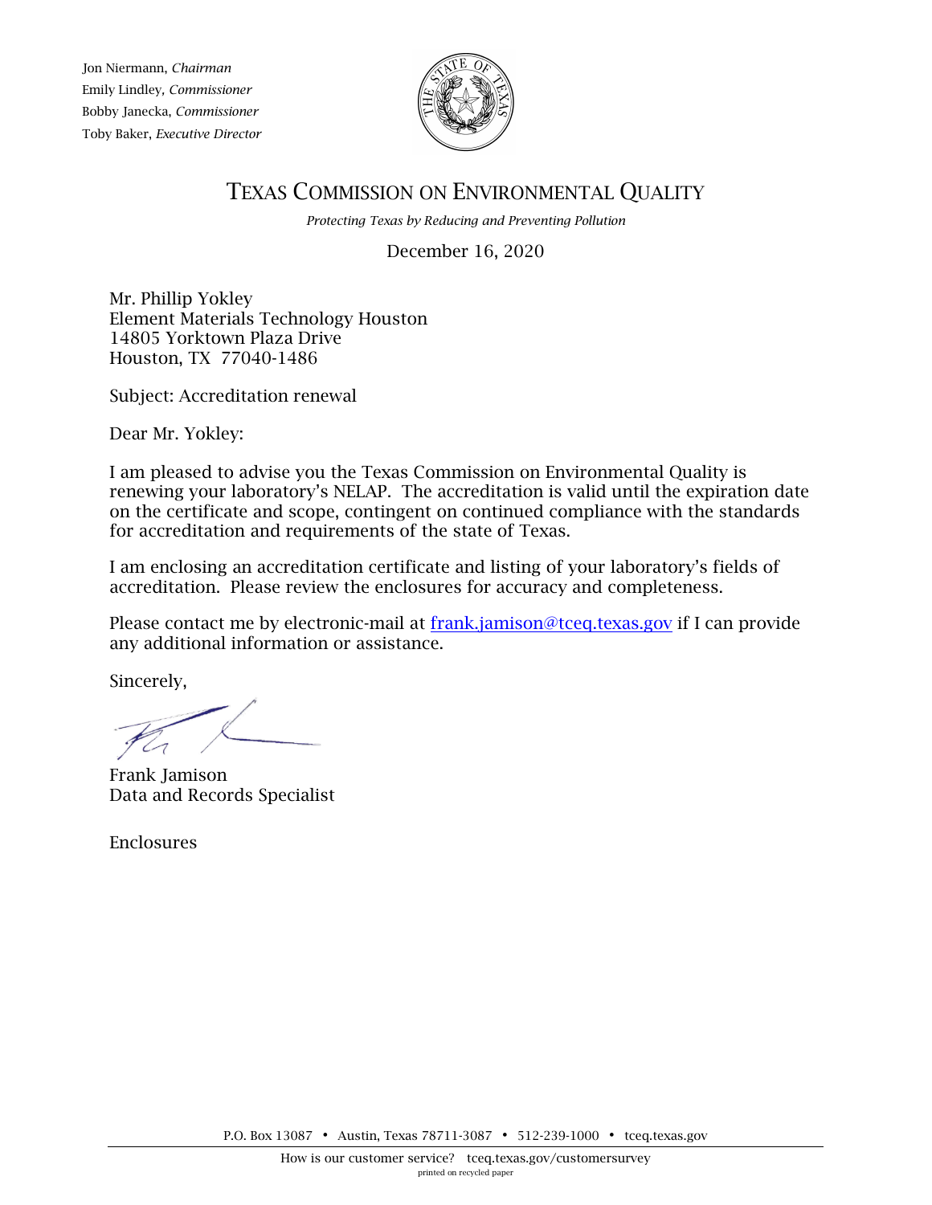Jon Niermann, *Chairman*
Emily Lindley, *Commissioner*
Bobby Janecka, *Commissioner*
Toby Baker, *Executive Director*

# TEXAS COMMISSION ON ENVIRONMENTAL QUALITY

*Protecting Texas by Reducing and Preventing Pollution*

December 16, 2020

Mr. Phillip Yokley
Element Materials Technology Houston
14805 Yorktown Plaza Drive
Houston, TX 77040-1486

Subject: Accreditation renewal

Dear Mr. Yokley:

I am pleased to advise you the Texas Commission on Environmental Quality is renewing your laboratory's NELAP. The accreditation is valid until the expiration date on the certificate and scope, contingent on continued compliance with the standards for accreditation and requirements of the state of Texas.

I am enclosing an accreditation certificate and listing of your laboratory's fields of accreditation. Please review the enclosures for accuracy and completeness.

Please contact me by electronic-mail at frank.jamison@tceq.texas.gov if I can provide any additional information or assistance.

Sincerely,

Frank Jamison
Data and Records Specialist

Enclosures

P.O. Box 13087 • Austin, Texas 78711-3087 • 512-239-1000 • tceq.texas.gov

How is our customer service? tceq.texas.gov/customersurvey
printed on recycled paper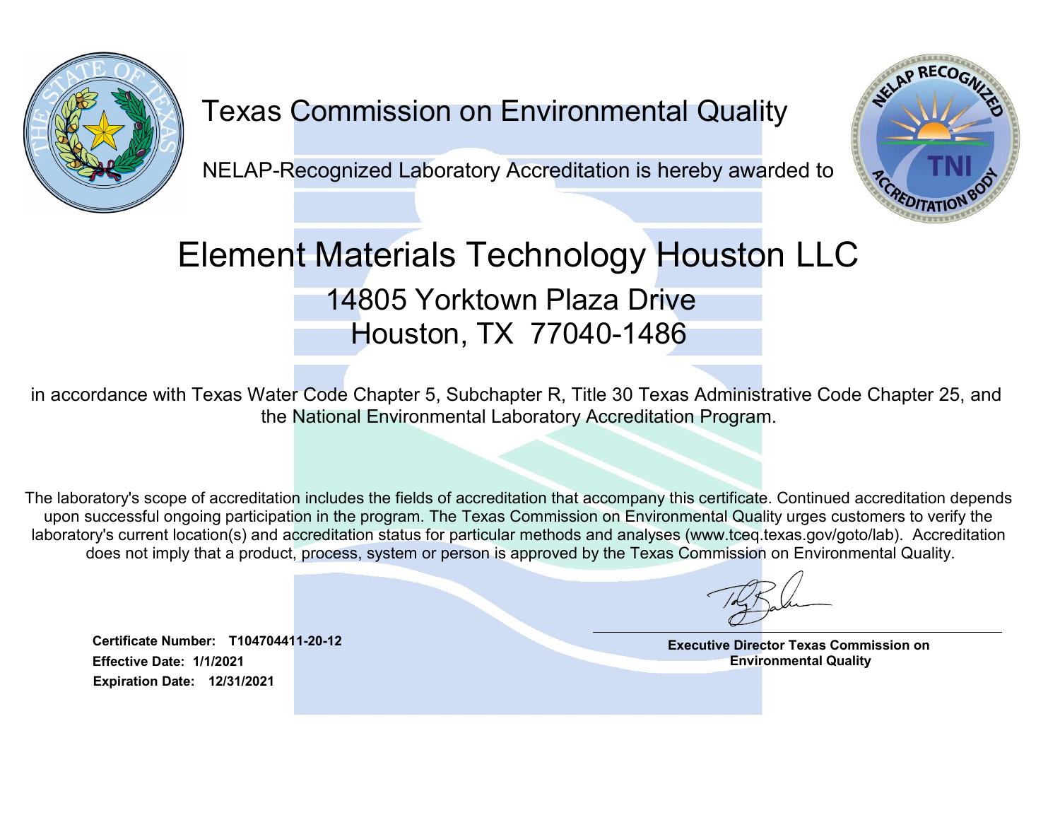# Texas Commission on Environmental Quality

NELAP-Recognized Laboratory Accreditation is hereby awarded to

# Element Materials Technology Houston LLC

## 14805 Yorktown Plaza Drive
## Houston, TX 77040-1486

in accordance with Texas Water Code Chapter 5, Subchapter R, Title 30 Texas Administrative Code Chapter 25, and the National Environmental Laboratory Accreditation Program.

The laboratory's scope of accreditation includes the fields of accreditation that accompany this certificate. Continued accreditation depends upon successful ongoing participation in the program. The Texas Commission on Environmental Quality urges customers to verify the laboratory's current location(s) and accreditation status for particular methods and analyses (www.tceq.texas.gov/goto/lab). Accreditation does not imply that a product, process, system or person is approved by the Texas Commission on Environmental Quality.

**Certificate Number: T104704411-20-12**
**Effective Date: 1/1/2021**
**Expiration Date: 12/31/2021**

**Executive Director Texas Commission on Environmental Quality**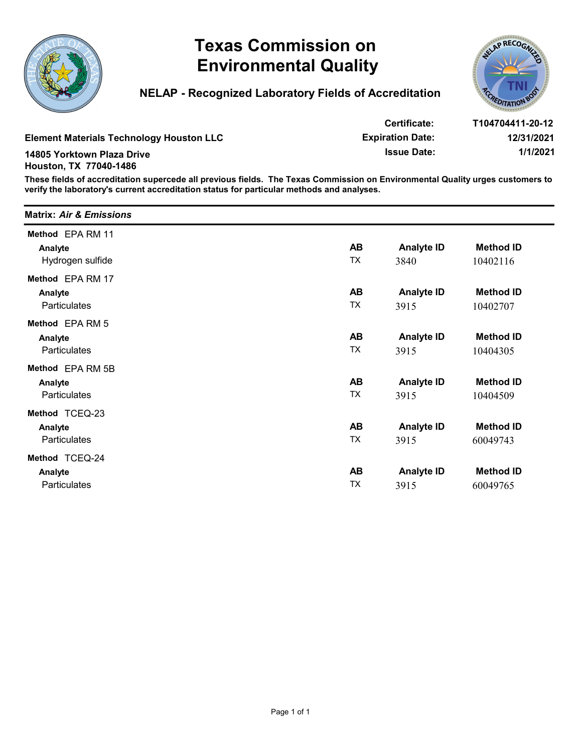# Texas Commission on Environmental Quality

## NELAP - Recognized Laboratory Fields of Accreditation

**Element Materials Technology Houston LLC**

**14805 Yorktown Plaza Drive**
**Houston, TX 77040-1486**

| | |
|---|---|
| **Certificate:** | T104704411-20-12 |
| **Expiration Date:** | 12/31/2021 |
| **Issue Date:** | 1/1/2021 |

**These fields of accreditation supercede all previous fields. The Texas Commission on Environmental Quality urges customers to verify the laboratory's current accreditation status for particular methods and analyses.**

### Matrix: *Air & Emissions*

**Method** EPA RM 11

| Analyte | AB | Analyte ID | Method ID |
|---|---|---|---|
| Hydrogen sulfide | TX | 3840 | 10402116 |

**Method** EPA RM 17

| Analyte | AB | Analyte ID | Method ID |
|---|---|---|---|
| Particulates | TX | 3915 | 10402707 |

**Method** EPA RM 5

| Analyte | AB | Analyte ID | Method ID |
|---|---|---|---|
| Particulates | TX | 3915 | 10404305 |

**Method** EPA RM 5B

| Analyte | AB | Analyte ID | Method ID |
|---|---|---|---|
| Particulates | TX | 3915 | 10404509 |

**Method** TCEQ-23

| Analyte | AB | Analyte ID | Method ID |
|---|---|---|---|
| Particulates | TX | 3915 | 60049743 |

**Method** TCEQ-24

| Analyte | AB | Analyte ID | Method ID |
|---|---|---|---|
| Particulates | TX | 3915 | 60049765 |